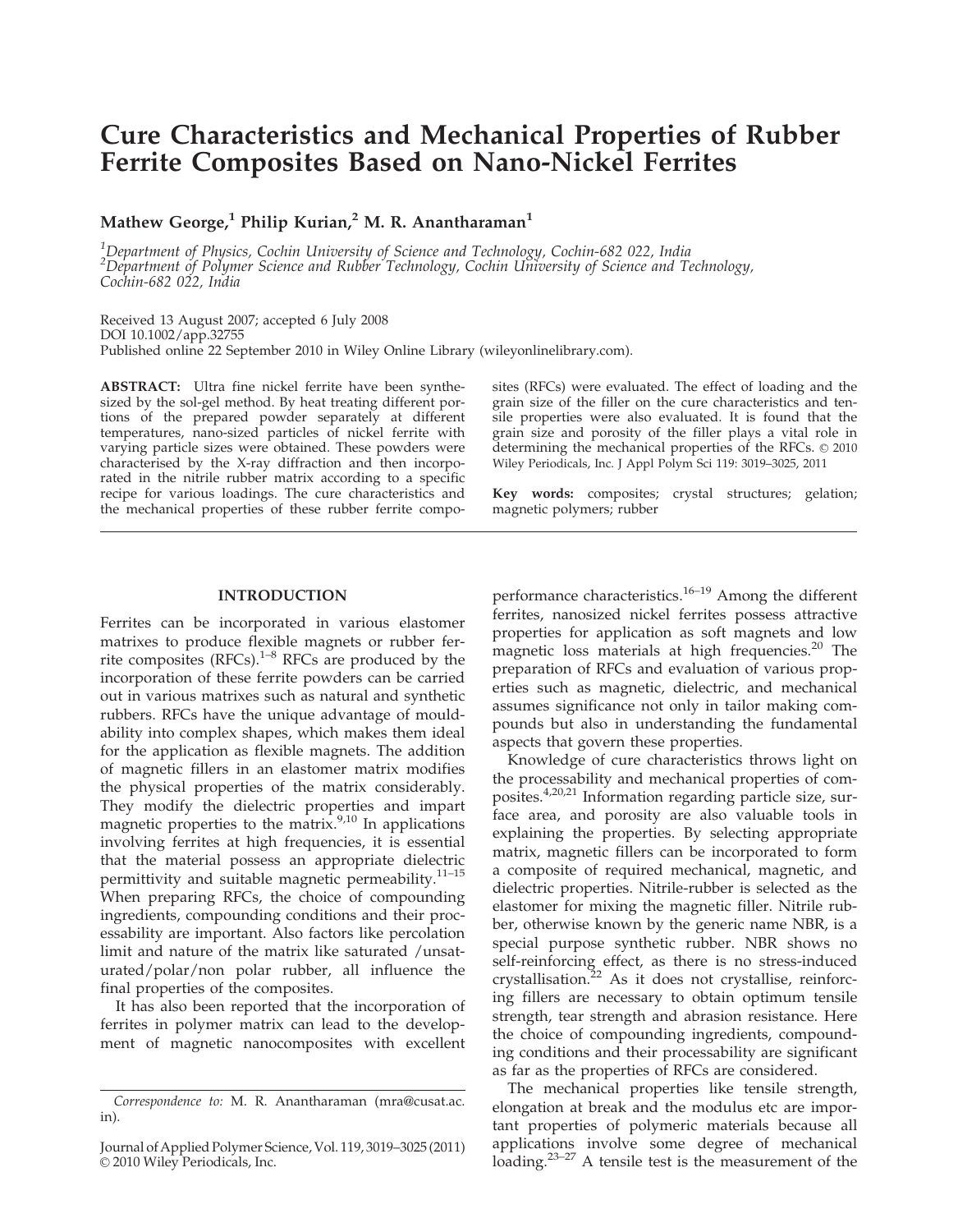// Cure Characteristics and Mechanical Properties of Rubber Ferrite Composites Based on Nano-Nickel Ferrites

# Cure Characteristics and Mechanical Properties of Rubber Ferrite Composites Based on Nano-Nickel Ferrites

**Mathew George,[1] Philip Kurian,[2] M. R. Anantharaman[1]**

[1]*Department of Physics, Cochin University of Science and Technology, Cochin-682 022, India*
[2]*Department of Polymer Science and Rubber Technology, Cochin University of Science and Technology, Cochin-682 022, India*

Received 13 August 2007; accepted 6 July 2008
DOI 10.1002/app.32755
Published online 22 September 2010 in Wiley Online Library (wileyonlinelibrary.com).

**ABSTRACT:** Ultra fine nickel ferrite have been synthesized by the sol-gel method. By heat treating different portions of the prepared powder separately at different temperatures, nano-sized particles of nickel ferrite with varying particle sizes were obtained. These powders were characterised by the X-ray diffraction and then incorporated in the nitrile rubber matrix according to a specific recipe for various loadings. The cure characteristics and the mechanical properties of these rubber ferrite composites (RFCs) were evaluated. The effect of loading and the grain size of the filler on the cure characteristics and tensile properties were also evaluated. It is found that the grain size and porosity of the filler plays a vital role in determining the mechanical properties of the RFCs. © 2010 Wiley Periodicals, Inc. J Appl Polym Sci 119: 3019–3025, 2011

**Key words:** composites; crystal structures; gelation; magnetic polymers; rubber

## INTRODUCTION

Ferrites can be incorporated in various elastomer matrixes to produce flexible magnets or rubber ferrite composites (RFCs).[1–8] RFCs are produced by the incorporation of these ferrite powders can be carried out in various matrixes such as natural and synthetic rubbers. RFCs have the unique advantage of mouldability into complex shapes, which makes them ideal for the application as flexible magnets. The addition of magnetic fillers in an elastomer matrix modifies the physical properties of the matrix considerably. They modify the dielectric properties and impart magnetic properties to the matrix.[9,10] In applications involving ferrites at high frequencies, it is essential that the material possess an appropriate dielectric permittivity and suitable magnetic permeability.[11–15] When preparing RFCs, the choice of compounding ingredients, compounding conditions and their processability are important. Also factors like percolation limit and nature of the matrix like saturated /unsaturated/polar/non polar rubber, all influence the final properties of the composites.

It has also been reported that the incorporation of ferrites in polymer matrix can lead to the development of magnetic nanocomposites with excellent performance characteristics.[16–19] Among the different ferrites, nanosized nickel ferrites possess attractive properties for application as soft magnets and low magnetic loss materials at high frequencies.[20] The preparation of RFCs and evaluation of various properties such as magnetic, dielectric, and mechanical assumes significance not only in tailor making compounds but also in understanding the fundamental aspects that govern these properties.

Knowledge of cure characteristics throws light on the processability and mechanical properties of composites.[4,20,21] Information regarding particle size, surface area, and porosity are also valuable tools in explaining the properties. By selecting appropriate matrix, magnetic fillers can be incorporated to form a composite of required mechanical, magnetic, and dielectric properties. Nitrile-rubber is selected as the elastomer for mixing the magnetic filler. Nitrile rubber, otherwise known by the generic name NBR, is a special purpose synthetic rubber. NBR shows no self-reinforcing effect, as there is no stress-induced crystallisation.[22] As it does not crystallise, reinforcing fillers are necessary to obtain optimum tensile strength, tear strength and abrasion resistance. Here the choice of compounding ingredients, compounding conditions and their processability are significant as far as the properties of RFCs are considered.

The mechanical properties like tensile strength, elongation at break and the modulus etc are important properties of polymeric materials because all applications involve some degree of mechanical loading.[23–27] A tensile test is the measurement of the

*Correspondence to:* M. R. Anantharaman (mra@cusat.ac.in).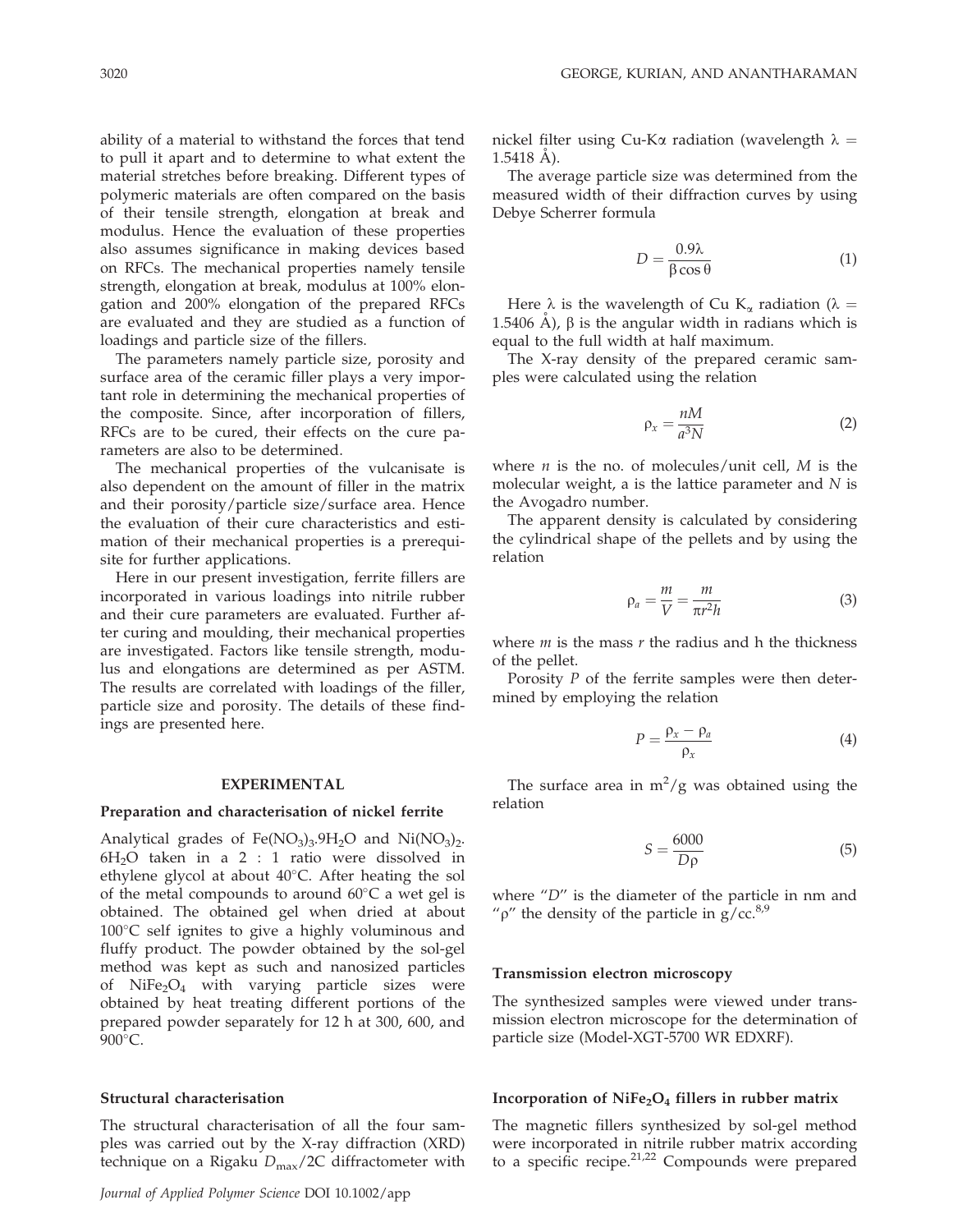ability of a material to withstand the forces that tend to pull it apart and to determine to what extent the material stretches before breaking. Different types of polymeric materials are often compared on the basis of their tensile strength, elongation at break and modulus. Hence the evaluation of these properties also assumes significance in making devices based on RFCs. The mechanical properties namely tensile strength, elongation at break, modulus at 100% elongation and 200% elongation of the prepared RFCs are evaluated and they are studied as a function of loadings and particle size of the fillers.

The parameters namely particle size, porosity and surface area of the ceramic filler plays a very important role in determining the mechanical properties of the composite. Since, after incorporation of fillers, RFCs are to be cured, their effects on the cure parameters are also to be determined.

The mechanical properties of the vulcanisate is also dependent on the amount of filler in the matrix and their porosity/particle size/surface area. Hence the evaluation of their cure characteristics and estimation of their mechanical properties is a prerequisite for further applications.

Here in our present investigation, ferrite fillers are incorporated in various loadings into nitrile rubber and their cure parameters are evaluated. Further after curing and moulding, their mechanical properties are investigated. Factors like tensile strength, modulus and elongations are determined as per ASTM. The results are correlated with loadings of the filler, particle size and porosity. The details of these findings are presented here.

## EXPERIMENTAL

### Preparation and characterisation of nickel ferrite

Analytical grades of $Fe(NO_3)_3.9H_2O$ and $Ni(NO_3)_2.6H_2O$ taken in a 2 : 1 ratio were dissolved in ethylene glycol at about 40°C. After heating the sol of the metal compounds to around 60°C a wet gel is obtained. The obtained gel when dried at about 100°C self ignites to give a highly voluminous and fluffy product. The powder obtained by the sol-gel method was kept as such and nanosized particles of $NiFe_2O_4$ with varying particle sizes were obtained by heat treating different portions of the prepared powder separately for 12 h at 300, 600, and 900°C.

### Structural characterisation

The structural characterisation of all the four samples was carried out by the X-ray diffraction (XRD) technique on a Rigaku $D_{max}$/2C diffractometer with nickel filter using Cu-K$\alpha$ radiation (wavelength $\lambda$ = 1.5418 Å).

The average particle size was determined from the measured width of their diffraction curves by using Debye Scherrer formula

$$D = \frac{0.9\lambda}{\beta \cos \theta} \tag{1}$$

Here $\lambda$ is the wavelength of Cu $K_\alpha$ radiation ($\lambda$ = 1.5406 Å), $\beta$ is the angular width in radians which is equal to the full width at half maximum.

The X-ray density of the prepared ceramic samples were calculated using the relation

$$\rho_x = \frac{nM}{a^3 N} \tag{2}$$

where $n$ is the no. of molecules/unit cell, $M$ is the molecular weight, a is the lattice parameter and $N$ is the Avogadro number.

The apparent density is calculated by considering the cylindrical shape of the pellets and by using the relation

$$\rho_a = \frac{m}{V} = \frac{m}{\pi r^2 h} \tag{3}$$

where $m$ is the mass $r$ the radius and h the thickness of the pellet.

Porosity $P$ of the ferrite samples were then determined by employing the relation

$$P = \frac{\rho_x - \rho_a}{\rho_x} \tag{4}$$

The surface area in $m^2/g$ was obtained using the relation

$$S = \frac{6000}{D\rho} \tag{5}$$

where "$D$" is the diameter of the particle in nm and "$\rho$" the density of the particle in g/cc.[8,9]

### Transmission electron microscopy

The synthesized samples were viewed under transmission electron microscope for the determination of particle size (Model-XGT-5700 WR EDXRF).

### Incorporation of $NiFe_2O_4$ fillers in rubber matrix

The magnetic fillers synthesized by sol-gel method were incorporated in nitrile rubber matrix according to a specific recipe.[21,22] Compounds were prepared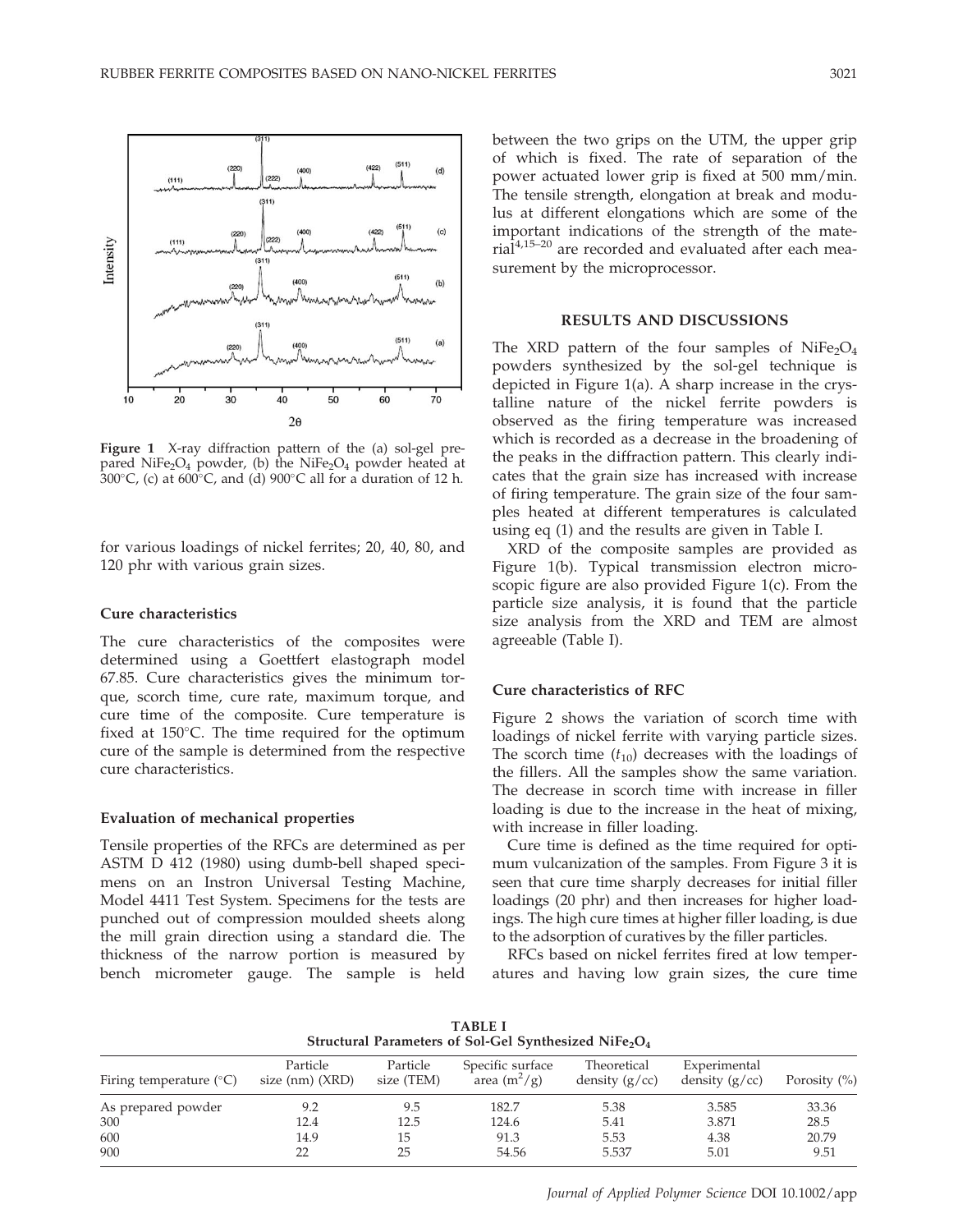Figure 1 X-ray diffraction pattern of the (a) sol-gel prepared $NiFe_2O_4$ powder, (b) the $NiFe_2O_4$ powder heated at 300°C, (c) at 600°C, and (d) 900°C all for a duration of 12 h.

for various loadings of nickel ferrites; 20, 40, 80, and 120 phr with various grain sizes.

### Cure characteristics

The cure characteristics of the composites were determined using a Goettfert elastograph model 67.85. Cure characteristics gives the minimum torque, scorch time, cure rate, maximum torque, and cure time of the composite. Cure temperature is fixed at 150°C. The time required for the optimum cure of the sample is determined from the respective cure characteristics.

### Evaluation of mechanical properties

Tensile properties of the RFCs are determined as per ASTM D 412 (1980) using dumb-bell shaped specimens on an Instron Universal Testing Machine, Model 4411 Test System. Specimens for the tests are punched out of compression moulded sheets along the mill grain direction using a standard die. The thickness of the narrow portion is measured by bench micrometer gauge. The sample is held between the two grips on the UTM, the upper grip of which is fixed. The rate of separation of the power actuated lower grip is fixed at 500 mm/min. The tensile strength, elongation at break and modulus at different elongations which are some of the important indications of the strength of the material[4,15–20] are recorded and evaluated after each measurement by the microprocessor.

## RESULTS AND DISCUSSIONS

The XRD pattern of the four samples of $NiFe_2O_4$ powders synthesized by the sol-gel technique is depicted in Figure 1(a). A sharp increase in the crystalline nature of the nickel ferrite powders is observed as the firing temperature was increased which is recorded as a decrease in the broadening of the peaks in the diffraction pattern. This clearly indicates that the grain size has increased with increase of firing temperature. The grain size of the four samples heated at different temperatures is calculated using eq (1) and the results are given in Table I.

XRD of the composite samples are provided as Figure 1(b). Typical transmission electron microscopic figure are also provided Figure 1(c). From the particle size analysis, it is found that the particle size analysis from the XRD and TEM are almost agreeable (Table I).

### Cure characteristics of RFC

Figure 2 shows the variation of scorch time with loadings of nickel ferrite with varying particle sizes. The scorch time ($t_{10}$) decreases with the loadings of the fillers. All the samples show the same variation. The decrease in scorch time with increase in filler loading is due to the increase in the heat of mixing, with increase in filler loading.

Cure time is defined as the time required for optimum vulcanization of the samples. From Figure 3 it is seen that cure time sharply decreases for initial filler loadings (20 phr) and then increases for higher loadings. The high cure times at higher filler loading, is due to the adsorption of curatives by the filler particles.

RFCs based on nickel ferrites fired at low temperatures and having low grain sizes, the cure time

**TABLE I**
**Structural Parameters of Sol-Gel Synthesized $NiFe_2O_4$**

| Firing temperature (°C) | Particle size (nm) (XRD) | Particle size (TEM) | Specific surface area ($m^2$/g) | Theoretical density (g/cc) | Experimental density (g/cc) | Porosity (%) |
|---|---|---|---|---|---|---|
| As prepared powder | 9.2 | 9.5 | 182.7 | 5.38 | 3.585 | 33.36 |
| 300 | 12.4 | 12.5 | 124.6 | 5.41 | 3.871 | 28.5 |
| 600 | 14.9 | 15 | 91.3 | 5.53 | 4.38 | 20.79 |
| 900 | 22 | 25 | 54.56 | 5.537 | 5.01 | 9.51 |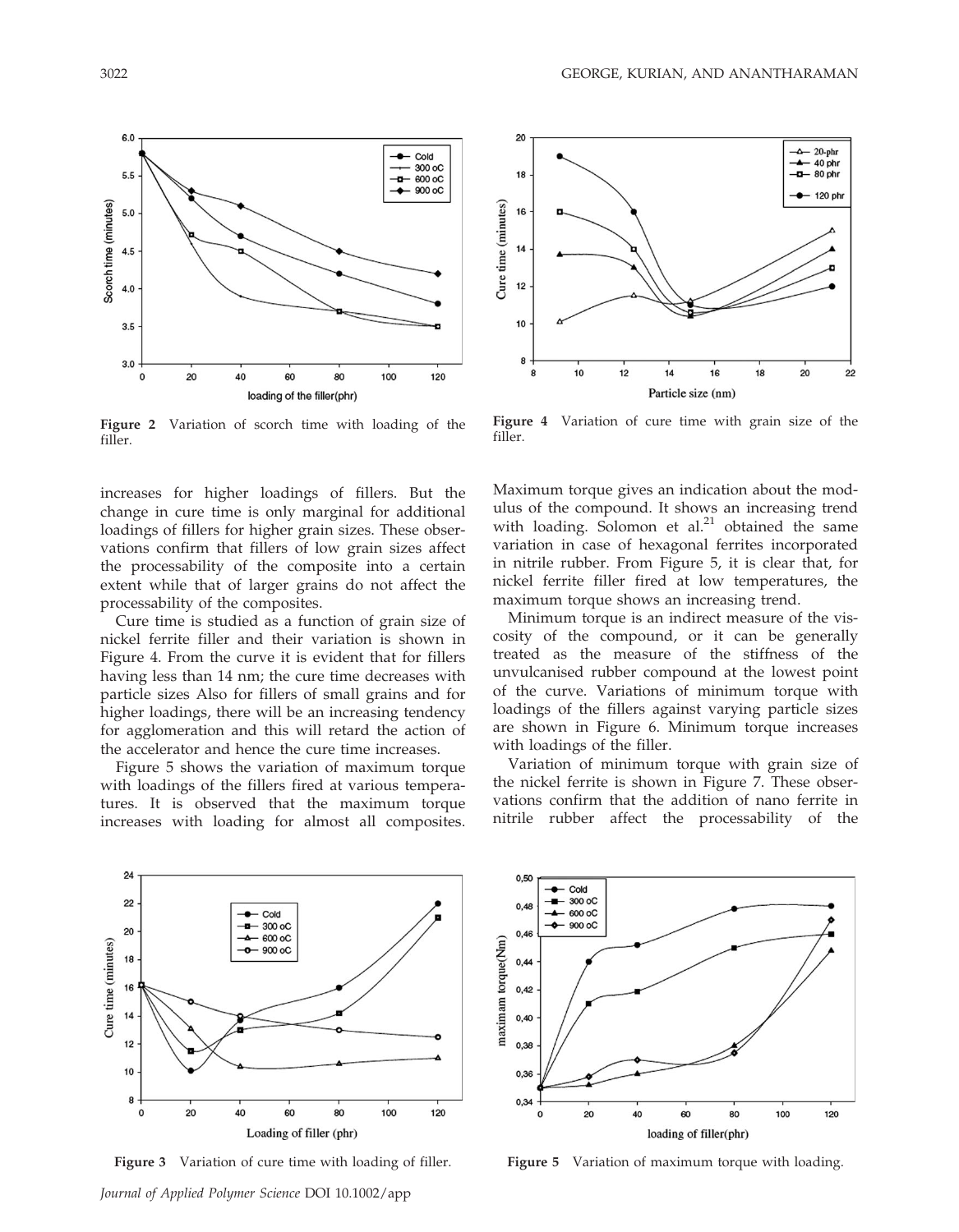Figure 2 Variation of scorch time with loading of the filler.

Figure 4 Variation of cure time with grain size of the filler.

increases for higher loadings of fillers. But the change in cure time is only marginal for additional loadings of fillers for higher grain sizes. These observations confirm that fillers of low grain sizes affect the processability of the composite into a certain extent while that of larger grains do not affect the processability of the composites.

Cure time is studied as a function of grain size of nickel ferrite filler and their variation is shown in Figure 4. From the curve it is evident that for fillers having less than 14 nm; the cure time decreases with particle sizes Also for fillers of small grains and for higher loadings, there will be an increasing tendency for agglomeration and this will retard the action of the accelerator and hence the cure time increases.

Figure 5 shows the variation of maximum torque with loadings of the fillers fired at various temperatures. It is observed that the maximum torque increases with loading for almost all composites. Maximum torque gives an indication about the modulus of the compound. It shows an increasing trend with loading. Solomon et al.[21] obtained the same variation in case of hexagonal ferrites incorporated in nitrile rubber. From Figure 5, it is clear that, for nickel ferrite filler fired at low temperatures, the maximum torque shows an increasing trend.

Minimum torque is an indirect measure of the viscosity of the compound, or it can be generally treated as the measure of the stiffness of the unvulcanised rubber compound at the lowest point of the curve. Variations of minimum torque with loadings of the fillers against varying particle sizes are shown in Figure 6. Minimum torque increases with loadings of the filler.

Variation of minimum torque with grain size of the nickel ferrite is shown in Figure 7. These observations confirm that the addition of nano ferrite in nitrile rubber affect the processability of the

Figure 3 Variation of cure time with loading of filler.

Figure 5 Variation of maximum torque with loading.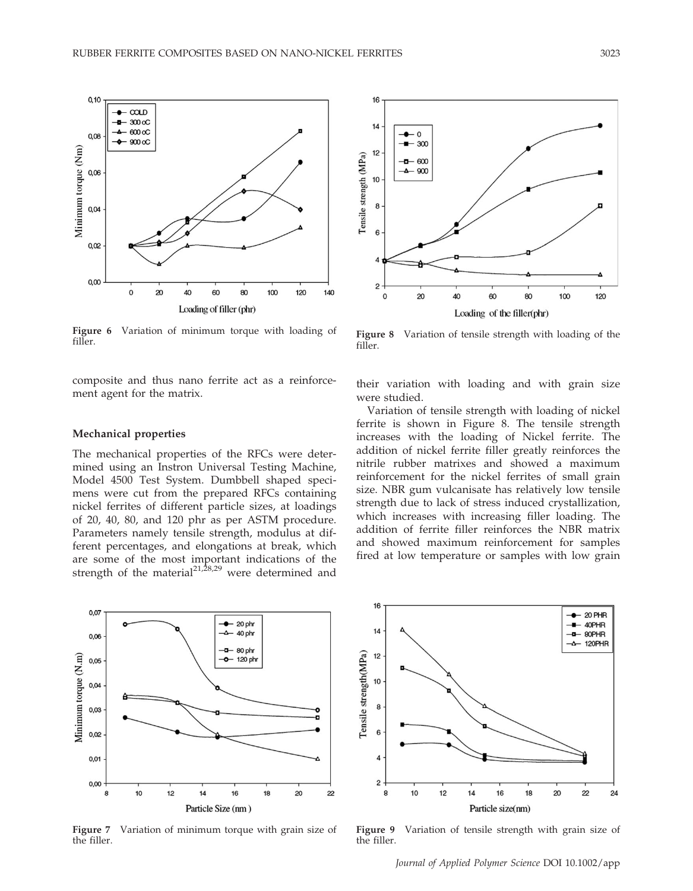Figure 6 Variation of minimum torque with loading of filler.

Figure 8 Variation of tensile strength with loading of the filler.

composite and thus nano ferrite act as a reinforcement agent for the matrix.

### Mechanical properties

The mechanical properties of the RFCs were determined using an Instron Universal Testing Machine, Model 4500 Test System. Dumbbell shaped specimens were cut from the prepared RFCs containing nickel ferrites of different particle sizes, at loadings of 20, 40, 80, and 120 phr as per ASTM procedure. Parameters namely tensile strength, modulus at different percentages, and elongations at break, which are some of the most important indications of the strength of the material[21,28,29] were determined and their variation with loading and with grain size were studied.

Variation of tensile strength with loading of nickel ferrite is shown in Figure 8. The tensile strength increases with the loading of Nickel ferrite. The addition of nickel ferrite filler greatly reinforces the nitrile rubber matrixes and showed a maximum reinforcement for the nickel ferrites of small grain size. NBR gum vulcanisate has relatively low tensile strength due to lack of stress induced crystallization, which increases with increasing filler loading. The addition of ferrite filler reinforces the NBR matrix and showed maximum reinforcement for samples fired at low temperature or samples with low grain

Figure 7 Variation of minimum torque with grain size of the filler.

Figure 9 Variation of tensile strength with grain size of the filler.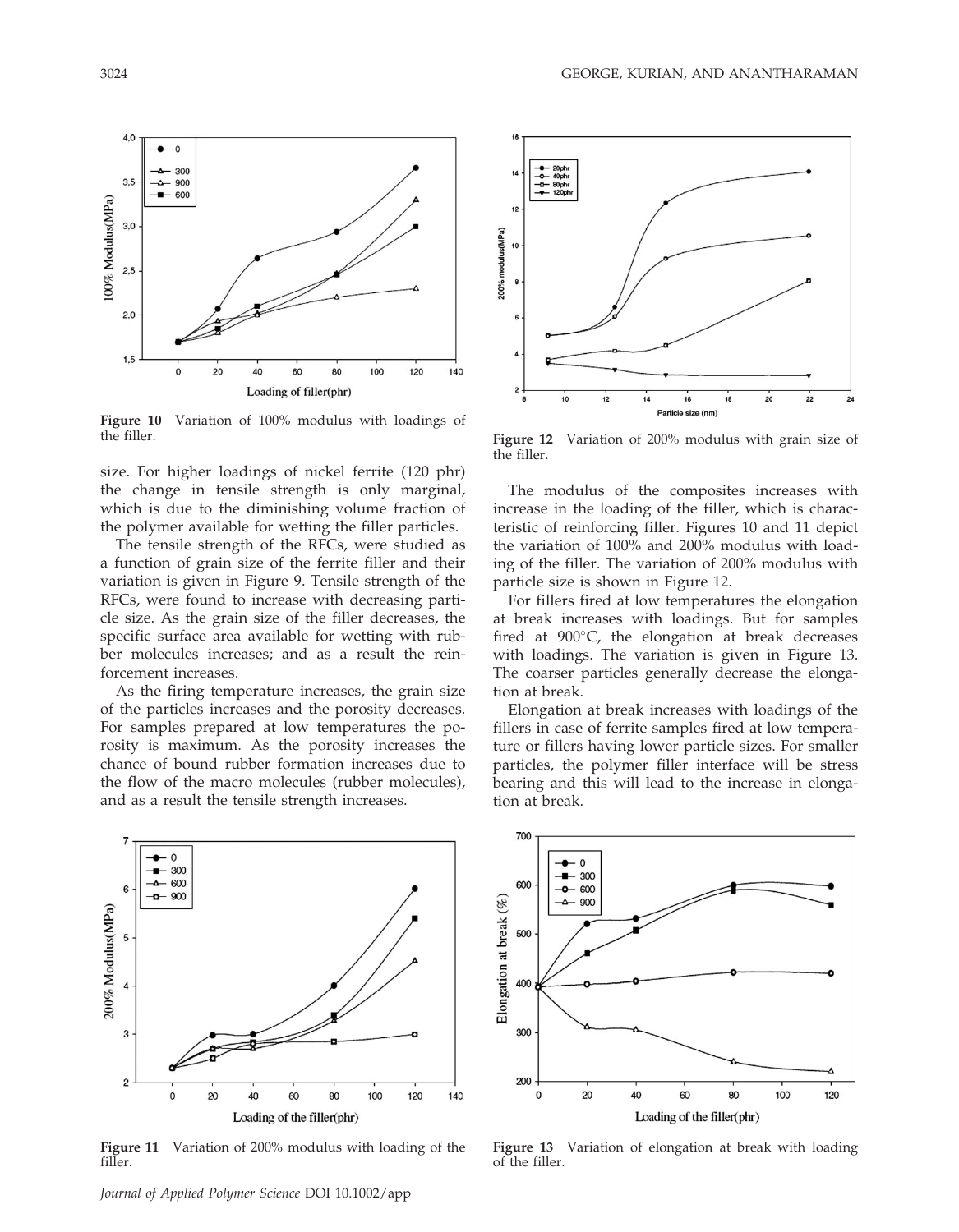Figure 10 Variation of 100% modulus with loadings of the filler.

size. For higher loadings of nickel ferrite (120 phr) the change in tensile strength is only marginal, which is due to the diminishing volume fraction of the polymer available for wetting the filler particles.

The tensile strength of the RFCs, were studied as a function of grain size of the ferrite filler and their variation is given in Figure 9. Tensile strength of the RFCs, were found to increase with decreasing particle size. As the grain size of the filler decreases, the specific surface area available for wetting with rubber molecules increases; and as a result the reinforcement increases.

As the firing temperature increases, the grain size of the particles increases and the porosity decreases. For samples prepared at low temperatures the porosity is maximum. As the porosity increases the chance of bound rubber formation increases due to the flow of the macro molecules (rubber molecules), and as a result the tensile strength increases.

Figure 12 Variation of 200% modulus with grain size of the filler.

The modulus of the composites increases with increase in the loading of the filler, which is characteristic of reinforcing filler. Figures 10 and 11 depict the variation of 100% and 200% modulus with loading of the filler. The variation of 200% modulus with particle size is shown in Figure 12.

For fillers fired at low temperatures the elongation at break increases with loadings. But for samples fired at 900°C, the elongation at break decreases with loadings. The variation is given in Figure 13. The coarser particles generally decrease the elongation at break.

Elongation at break increases with loadings of the fillers in case of ferrite samples fired at low temperature or fillers having lower particle sizes. For smaller particles, the polymer filler interface will be stress bearing and this will lead to the increase in elongation at break.

Figure 11 Variation of 200% modulus with loading of the filler.

Figure 13 Variation of elongation at break with loading of the filler.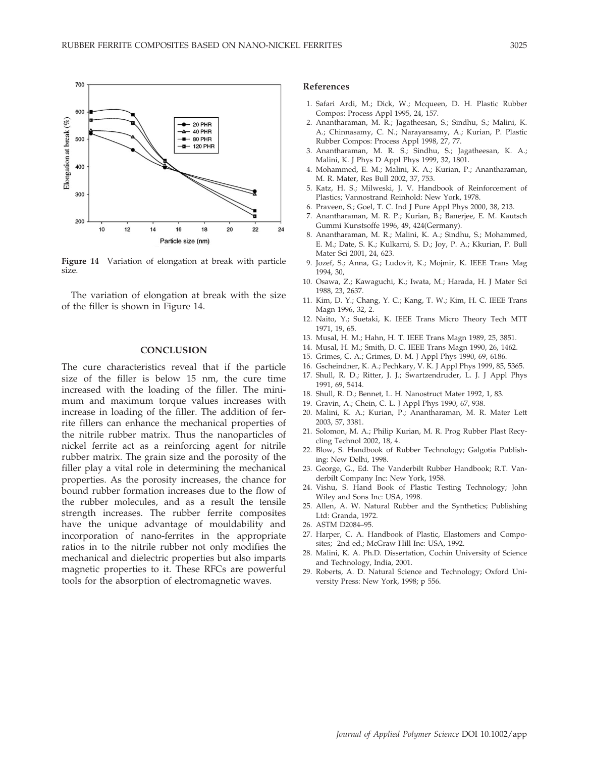700

600

500

400

300

200

Elongation at break (%)

10 12 14 16 18 20 22 24

Particle size (nm)

20 PHR
40 PHR
80 PHR
120 PHR

**Figure 14** Variation of elongation at break with particle size.

The variation of elongation at break with the size of the filler is shown in Figure 14.

## CONCLUSION

The cure characteristics reveal that if the particle size of the filler is below 15 nm, the cure time increased with the loading of the filler. The minimum and maximum torque values increases with increase in loading of the filler. The addition of ferrite fillers can enhance the mechanical properties of the nitrile rubber matrix. Thus the nanoparticles of nickel ferrite act as a reinforcing agent for nitrile rubber matrix. The grain size and the porosity of the filler play a vital role in determining the mechanical properties. As the porosity increases, the chance for bound rubber formation increases due to the flow of the rubber molecules, and as a result the tensile strength increases. The rubber ferrite composites have the unique advantage of mouldability and incorporation of nano-ferrites in the appropriate ratios in to the nitrile rubber not only modifies the mechanical and dielectric properties but also imparts magnetic properties to it. These RFCs are powerful tools for the absorption of electromagnetic waves.

## References

1. Safari Ardi, M.; Dick, W.; Mcqueen, D. H. Plastic Rubber Compos: Process Appl 1995, 24, 157.
2. Anantharaman, M. R.; Jagatheesan, S.; Sindhu, S.; Malini, K. A.; Chinnasamy, C. N.; Narayansamy, A.; Kurian, P. Plastic Rubber Compos: Process Appl 1998, 27, 77.
3. Anantharaman, M. R. S.; Sindhu, S.; Jagatheesan, K. A.; Malini, K. J Phys D Appl Phys 1999, 32, 1801.
4. Mohammed, E. M.; Malini, K. A.; Kurian, P.; Anantharaman, M. R. Mater, Res Bull 2002, 37, 753.
5. Katz, H. S.; Milweski, J. V. Handbook of Reinforcement of Plastics; Vannostrand Reinhold: New York, 1978.
6. Praveen, S.; Goel, T. C. Ind J Pure Appl Phys 2000, 38, 213.
7. Anantharaman, M. R. P.; Kurian, B.; Banerjee, E. M. Kautsch Gummi Kunstsoffe 1996, 49, 424(Germany).
8. Anantharaman, M. R.; Malini, K. A.; Sindhu, S.; Mohammed, E. M.; Date, S. K.; Kulkarni, S. D.; Joy, P. A.; Kkurian, P. Bull Mater Sci 2001, 24, 623.
9. Jozef, S.; Anna, G.; Ludovit, K.; Mojmir, K. IEEE Trans Mag 1994, 30,
10. Osawa, Z.; Kawaguchi, K.; Iwata, M.; Harada, H. J Mater Sci 1988, 23, 2637.
11. Kim, D. Y.; Chang, Y. C.; Kang, T. W.; Kim, H. C. IEEE Trans Magn 1996, 32, 2.
12. Naito, Y.; Suetaki, K. IEEE Trans Micro Theory Tech MTT 1971, 19, 65.
13. Musal, H. M.; Hahn, H. T. IEEE Trans Magn 1989, 25, 3851.
14. Musal, H. M.; Smith, D. C. IEEE Trans Magn 1990, 26, 1462.
15. Grimes, C. A.; Grimes, D. M. J Appl Phys 1990, 69, 6186.
16. Gscheindner, K. A.; Pechkary, V. K. J Appl Phys 1999, 85, 5365.
17. Shull, R. D.; Ritter, J. J.; Swartzendruder, L. J. J Appl Phys 1991, 69, 5414.
18. Shull, R. D.; Bennet, L. H. Nanostruct Mater 1992, 1, 83.
19. Gravin, A.; Chein, C. L. J Appl Phys 1990, 67, 938.
20. Malini, K. A.; Kurian, P.; Anantharaman, M. R. Mater Lett 2003, 57, 3381.
21. Solomon, M. A.; Philip Kurian, M. R. Prog Rubber Plast Recycling Technol 2002, 18, 4.
22. Blow, S. Handbook of Rubber Technology; Galgotia Publishing: New Delhi, 1998.
23. George, G., Ed. The Vanderbilt Rubber Handbook; R.T. Vanderbilt Company Inc: New York, 1958.
24. Vishu, S. Hand Book of Plastic Testing Technology; John Wiley and Sons Inc: USA, 1998.
25. Allen, A. W. Natural Rubber and the Synthetics; Publishing Ltd: Granda, 1972.
26. ASTM D2084–95.
27. Harper, C. A. Handbook of Plastic, Elastomers and Composites; 2nd ed.; McGraw Hill Inc: USA, 1992.
28. Malini, K. A. Ph.D. Dissertation, Cochin University of Science and Technology, India, 2001.
29. Roberts, A. D. Natural Science and Technology; Oxford University Press: New York, 1998; p 556.